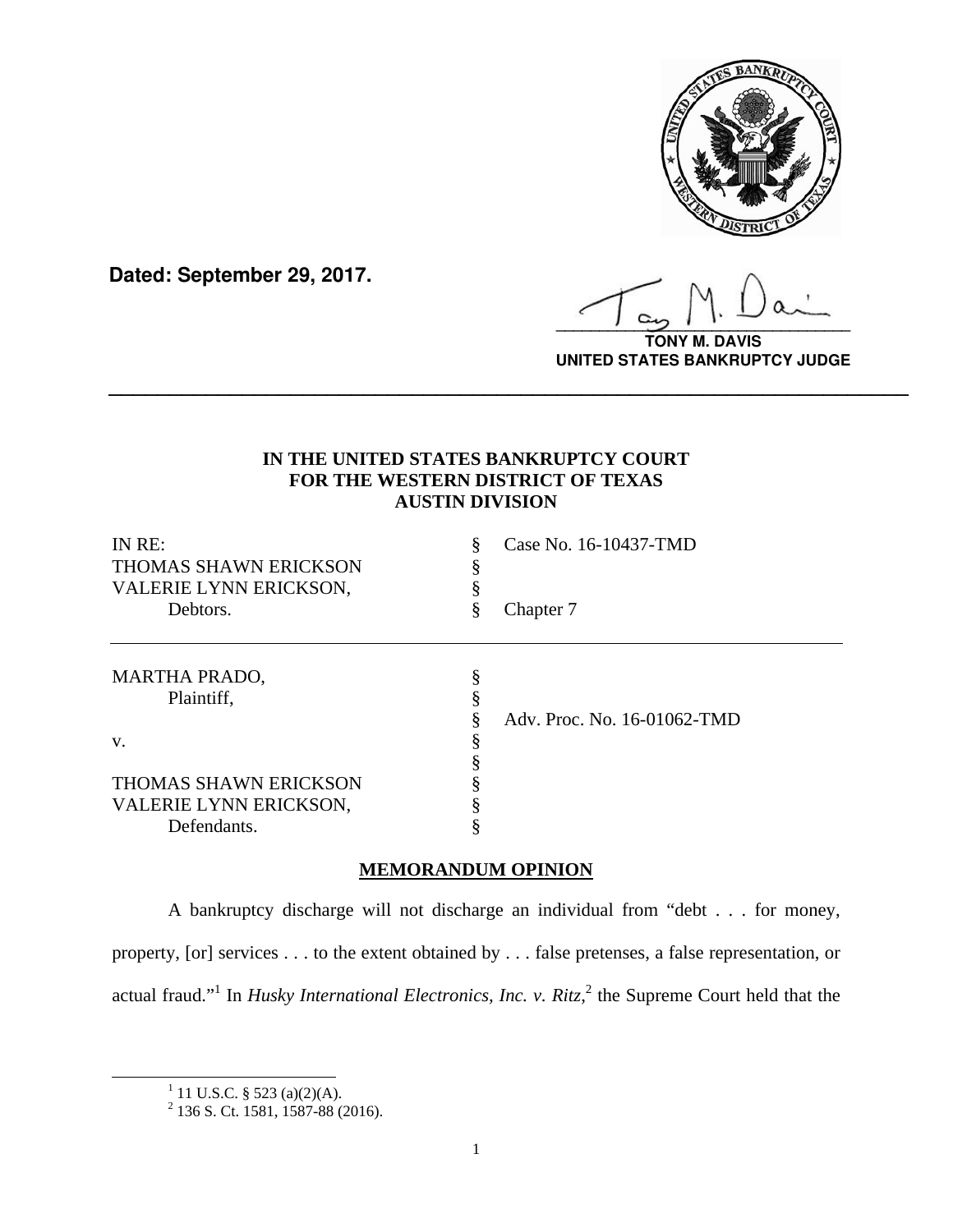**Dated: September 29, 2017.**

**TONY M. DAVIS**
**UNITED STATES BANKRUPTCY JUDGE**

---

**IN THE UNITED STATES BANKRUPTCY COURT**
**FOR THE WESTERN DISTRICT OF TEXAS**
**AUSTIN DIVISION**

| | | |
|---|---|---|
| IN RE: | § | Case No. 16-10437-TMD |
| THOMAS SHAWN ERICKSON | § | |
| VALERIE LYNN ERICKSON, | § | |
| Debtors. | § | Chapter 7 |

| | | |
|---|---|---|
| MARTHA PRADO, | § | |
| Plaintiff, | § | |
| | § | Adv. Proc. No. 16-01062-TMD |
| v. | § | |
| | § | |
| THOMAS SHAWN ERICKSON | § | |
| VALERIE LYNN ERICKSON, | § | |
| Defendants. | § | |

## MEMORANDUM OPINION

A bankruptcy discharge will not discharge an individual from "debt . . . for money, property, [or] services . . . to the extent obtained by . . . false pretenses, a false representation, or actual fraud."[1] In *Husky International Electronics, Inc. v. Ritz*,[2] the Supreme Court held that the

---

[1] 11 U.S.C. § 523 (a)(2)(A).

[2] 136 S. Ct. 1581, 1587-88 (2016).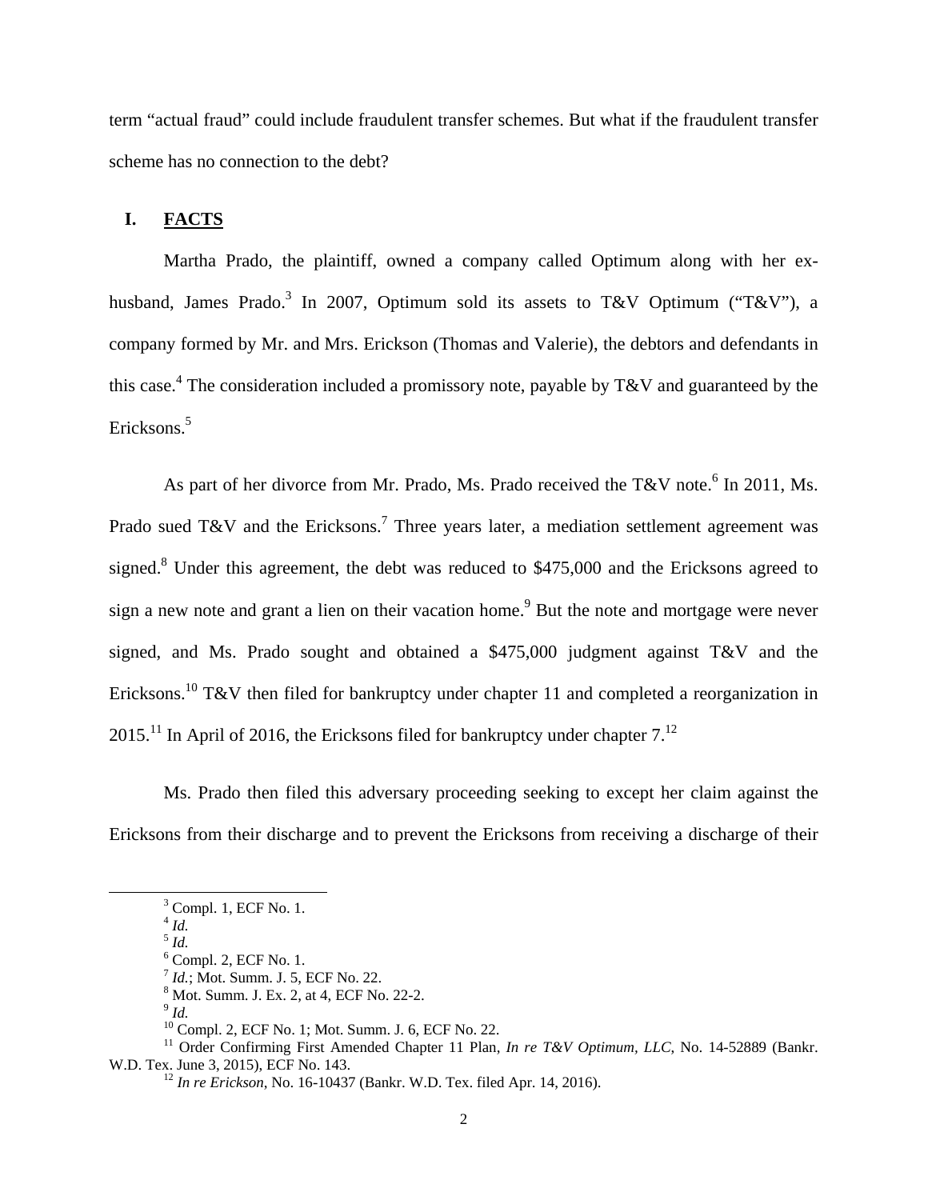term "actual fraud" could include fraudulent transfer schemes. But what if the fraudulent transfer scheme has no connection to the debt?

## I. FACTS

Martha Prado, the plaintiff, owned a company called Optimum along with her ex-husband, James Prado.[3] In 2007, Optimum sold its assets to T&V Optimum ("T&V"), a company formed by Mr. and Mrs. Erickson (Thomas and Valerie), the debtors and defendants in this case.[4] The consideration included a promissory note, payable by T&V and guaranteed by the Ericksons.[5]

As part of her divorce from Mr. Prado, Ms. Prado received the T&V note.[6] In 2011, Ms. Prado sued T&V and the Ericksons.[7] Three years later, a mediation settlement agreement was signed.[8] Under this agreement, the debt was reduced to $475,000 and the Ericksons agreed to sign a new note and grant a lien on their vacation home.[9] But the note and mortgage were never signed, and Ms. Prado sought and obtained a $475,000 judgment against T&V and the Ericksons.[10] T&V then filed for bankruptcy under chapter 11 and completed a reorganization in 2015.[11] In April of 2016, the Ericksons filed for bankruptcy under chapter 7.[12]

Ms. Prado then filed this adversary proceeding seeking to except her claim against the Ericksons from their discharge and to prevent the Ericksons from receiving a discharge of their

---

[3] Compl. 1, ECF No. 1.

[4] *Id.*

[5] *Id.*

[6] Compl. 2, ECF No. 1.

[7] *Id.*; Mot. Summ. J. 5, ECF No. 22.

[8] Mot. Summ. J. Ex. 2, at 4, ECF No. 22-2.

[9] *Id.*

[10] Compl. 2, ECF No. 1; Mot. Summ. J. 6, ECF No. 22.

[11] Order Confirming First Amended Chapter 11 Plan, *In re T&V Optimum, LLC*, No. 14-52889 (Bankr. W.D. Tex. June 3, 2015), ECF No. 143.

[12] *In re Erickson*, No. 16-10437 (Bankr. W.D. Tex. filed Apr. 14, 2016).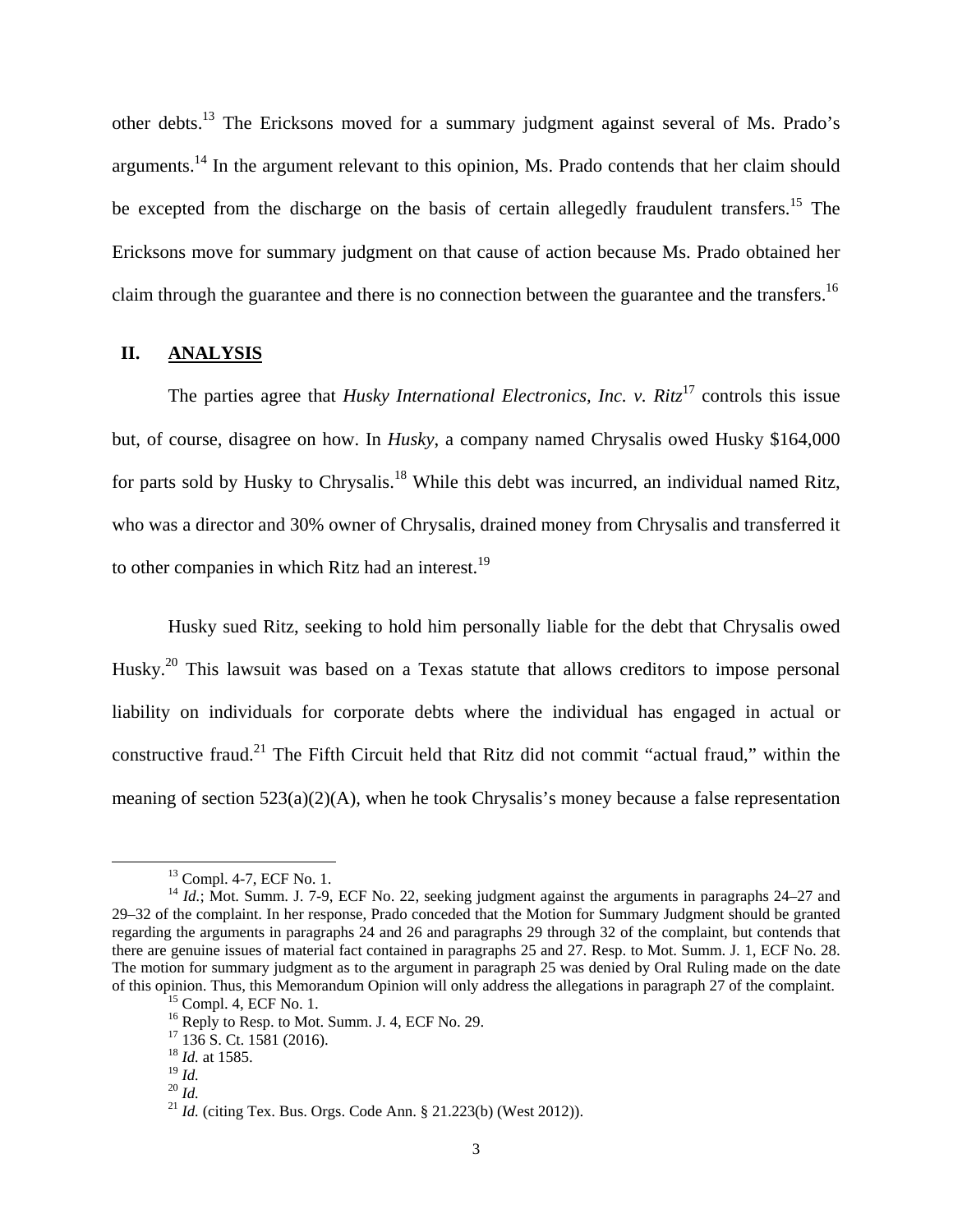other debts.[13] The Ericksons moved for a summary judgment against several of Ms. Prado's arguments.[14] In the argument relevant to this opinion, Ms. Prado contends that her claim should be excepted from the discharge on the basis of certain allegedly fraudulent transfers.[15] The Ericksons move for summary judgment on that cause of action because Ms. Prado obtained her claim through the guarantee and there is no connection between the guarantee and the transfers.[16]

## II. ANALYSIS

The parties agree that *Husky International Electronics, Inc. v. Ritz*[17] controls this issue but, of course, disagree on how. In *Husky*, a company named Chrysalis owed Husky $164,000 for parts sold by Husky to Chrysalis.[18] While this debt was incurred, an individual named Ritz, who was a director and 30% owner of Chrysalis, drained money from Chrysalis and transferred it to other companies in which Ritz had an interest.[19]

Husky sued Ritz, seeking to hold him personally liable for the debt that Chrysalis owed Husky.[20] This lawsuit was based on a Texas statute that allows creditors to impose personal liability on individuals for corporate debts where the individual has engaged in actual or constructive fraud.[21] The Fifth Circuit held that Ritz did not commit "actual fraud," within the meaning of section 523(a)(2)(A), when he took Chrysalis's money because a false representation

---

[13] Compl. 4-7, ECF No. 1.

[14] *Id.*; Mot. Summ. J. 7-9, ECF No. 22, seeking judgment against the arguments in paragraphs 24–27 and 29–32 of the complaint. In her response, Prado conceded that the Motion for Summary Judgment should be granted regarding the arguments in paragraphs 24 and 26 and paragraphs 29 through 32 of the complaint, but contends that there are genuine issues of material fact contained in paragraphs 25 and 27. Resp. to Mot. Summ. J. 1, ECF No. 28. The motion for summary judgment as to the argument in paragraph 25 was denied by Oral Ruling made on the date of this opinion. Thus, this Memorandum Opinion will only address the allegations in paragraph 27 of the complaint.

[15] Compl. 4, ECF No. 1.

[16] Reply to Resp. to Mot. Summ. J. 4, ECF No. 29.

[17] 136 S. Ct. 1581 (2016).

[18] *Id.* at 1585.

[19] *Id.*

[20] *Id.*

[21] *Id.* (citing Tex. Bus. Orgs. Code Ann. § 21.223(b) (West 2012)).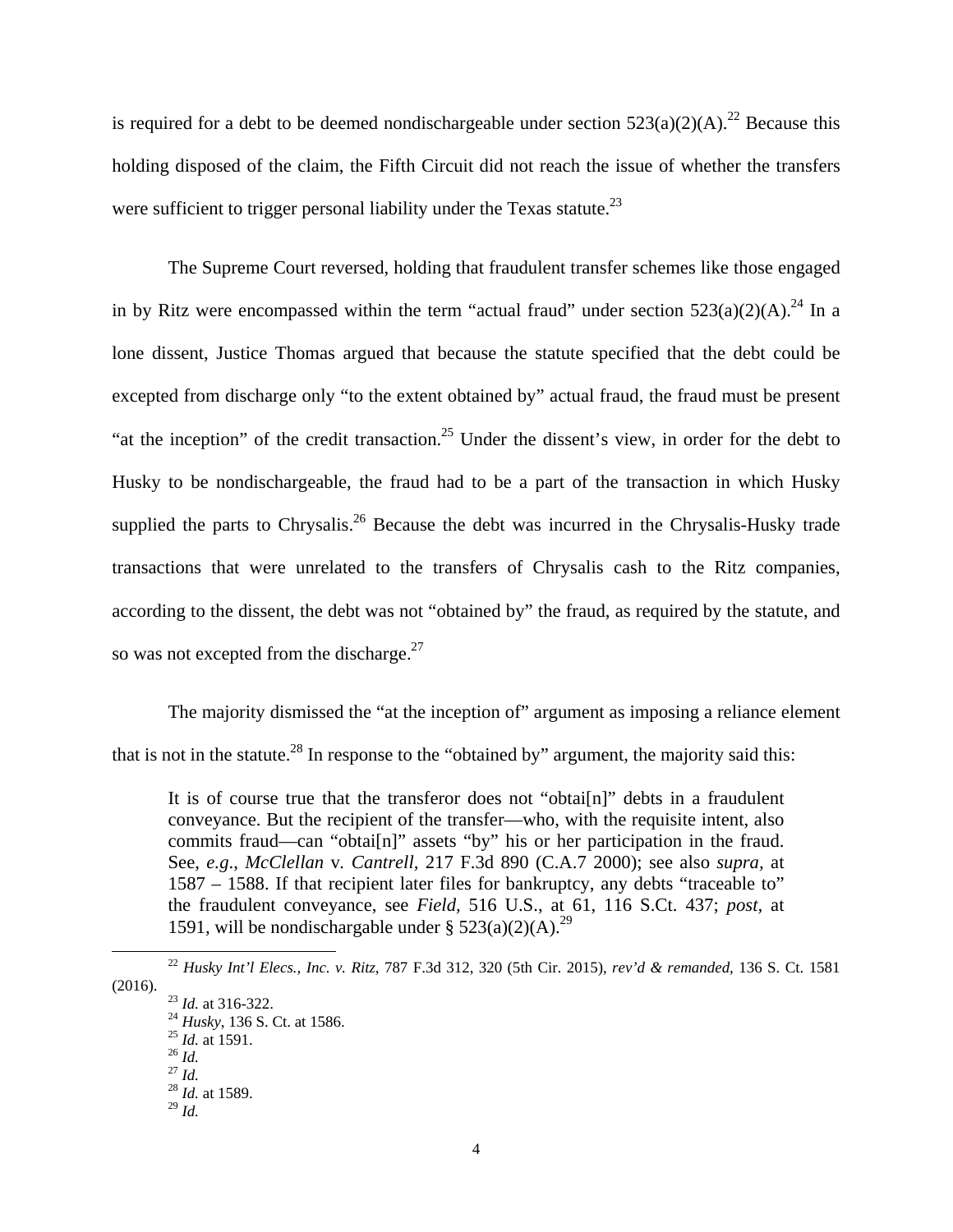is required for a debt to be deemed nondischargeable under section 523(a)(2)(A).[22] Because this holding disposed of the claim, the Fifth Circuit did not reach the issue of whether the transfers were sufficient to trigger personal liability under the Texas statute.[23]

The Supreme Court reversed, holding that fraudulent transfer schemes like those engaged in by Ritz were encompassed within the term "actual fraud" under section 523(a)(2)(A).[24] In a lone dissent, Justice Thomas argued that because the statute specified that the debt could be excepted from discharge only "to the extent obtained by" actual fraud, the fraud must be present "at the inception" of the credit transaction.[25] Under the dissent's view, in order for the debt to Husky to be nondischargeable, the fraud had to be a part of the transaction in which Husky supplied the parts to Chrysalis.[26] Because the debt was incurred in the Chrysalis-Husky trade transactions that were unrelated to the transfers of Chrysalis cash to the Ritz companies, according to the dissent, the debt was not "obtained by" the fraud, as required by the statute, and so was not excepted from the discharge.[27]

The majority dismissed the "at the inception of" argument as imposing a reliance element that is not in the statute.[28] In response to the "obtained by" argument, the majority said this:

> It is of course true that the transferor does not "obtai[n]" debts in a fraudulent conveyance. But the recipient of the transfer—who, with the requisite intent, also commits fraud—can "obtai[n]" assets "by" his or her participation in the fraud. See, *e.g*., *McClellan* v. *Cantrell*, 217 F.3d 890 (C.A.7 2000); see also *supra*, at 1587 – 1588. If that recipient later files for bankruptcy, any debts "traceable to" the fraudulent conveyance, see *Field*, 516 U.S., at 61, 116 S.Ct. 437; *post*, at 1591, will be nondischargable under § 523(a)(2)(A).[29]

---

[22] *Husky Int'l Elecs., Inc. v. Ritz*, 787 F.3d 312, 320 (5th Cir. 2015), *rev'd & remanded*, 136 S. Ct. 1581 (2016).

[23] *Id.* at 316-322.

[24] *Husky*, 136 S. Ct. at 1586.

[25] *Id.* at 1591.

[26] *Id.*

[27] *Id.*

[28] *Id.* at 1589.

[29] *Id.*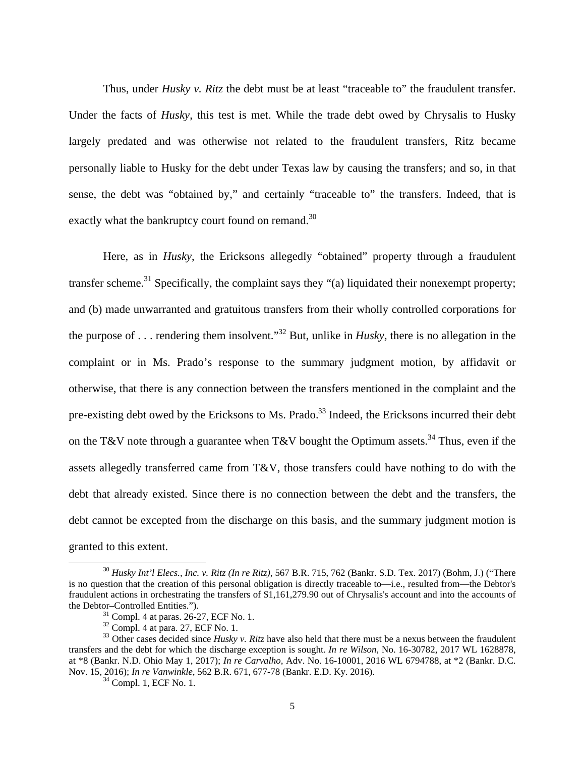Thus, under *Husky v. Ritz* the debt must be at least "traceable to" the fraudulent transfer. Under the facts of *Husky*, this test is met. While the trade debt owed by Chrysalis to Husky largely predated and was otherwise not related to the fraudulent transfers, Ritz became personally liable to Husky for the debt under Texas law by causing the transfers; and so, in that sense, the debt was "obtained by," and certainly "traceable to" the transfers. Indeed, that is exactly what the bankruptcy court found on remand.[30]

Here, as in *Husky*, the Ericksons allegedly "obtained" property through a fraudulent transfer scheme.[31] Specifically, the complaint says they "(a) liquidated their nonexempt property; and (b) made unwarranted and gratuitous transfers from their wholly controlled corporations for the purpose of . . . rendering them insolvent."[32] But, unlike in *Husky,* there is no allegation in the complaint or in Ms. Prado's response to the summary judgment motion, by affidavit or otherwise, that there is any connection between the transfers mentioned in the complaint and the pre-existing debt owed by the Ericksons to Ms. Prado.[33] Indeed, the Ericksons incurred their debt on the T&V note through a guarantee when T&V bought the Optimum assets.[34] Thus, even if the assets allegedly transferred came from T&V, those transfers could have nothing to do with the debt that already existed. Since there is no connection between the debt and the transfers, the debt cannot be excepted from the discharge on this basis, and the summary judgment motion is granted to this extent.

---

[30] *Husky Int'l Elecs., Inc. v. Ritz (In re Ritz)*, 567 B.R. 715, 762 (Bankr. S.D. Tex. 2017) (Bohm, J.) ("There is no question that the creation of this personal obligation is directly traceable to—i.e., resulted from—the Debtor's fraudulent actions in orchestrating the transfers of $1,161,279.90 out of Chrysalis's account and into the accounts of the Debtor–Controlled Entities.").

[31] Compl. 4 at paras. 26-27, ECF No. 1.

[32] Compl. 4 at para. 27, ECF No. 1.

[33] Other cases decided since *Husky v. Ritz* have also held that there must be a nexus between the fraudulent transfers and the debt for which the discharge exception is sought. *In re Wilson*, No. 16-30782, 2017 WL 1628878, at *8 (Bankr. N.D. Ohio May 1, 2017); *In re Carvalho*, Adv. No. 16-10001, 2016 WL 6794788, at *2 (Bankr. D.C. Nov. 15, 2016); *In re Vanwinkle*, 562 B.R. 671, 677-78 (Bankr. E.D. Ky. 2016).

[34] Compl. 1, ECF No. 1.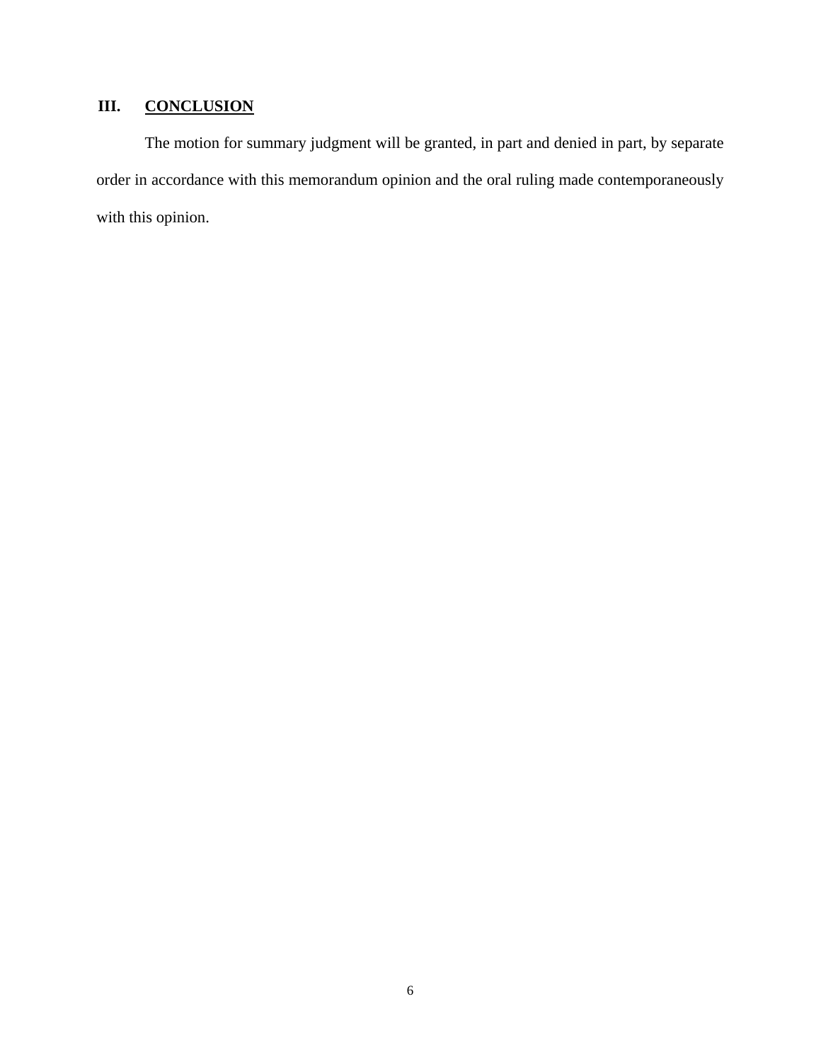## III. CONCLUSION

The motion for summary judgment will be granted, in part and denied in part, by separate order in accordance with this memorandum opinion and the oral ruling made contemporaneously with this opinion.